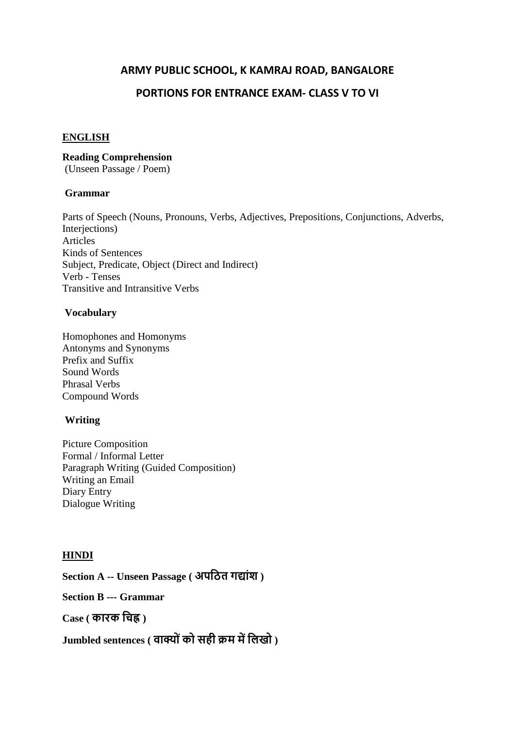# ARMY PUBLIC SCHOOL, K KAMRAJ ROAD, BANGALORE

## PORTIONS FOR ENTRANCE EXAM- CLASS V TO VI

### ENGLISH

**Reading Comprehension**
(Unseen Passage / Poem)

**Grammar**

Parts of Speech (Nouns, Pronouns, Verbs, Adjectives, Prepositions, Conjunctions, Adverbs, Interjections)
Articles
Kinds of Sentences
Subject, Predicate, Object (Direct and Indirect)
Verb - Tenses
Transitive and Intransitive Verbs

**Vocabulary**

Homophones and Homonyms
Antonyms and Synonyms
Prefix and Suffix
Sound Words
Phrasal Verbs
Compound Words

**Writing**

Picture Composition
Formal / Informal Letter
Paragraph Writing (Guided Composition)
Writing an Email
Diary Entry
Dialogue Writing

### HINDI

**Section A -- Unseen Passage ( अपठित गद्यांश )**

**Section B --- Grammar**

**Case ( कारक चिह्न )**

**Jumbled sentences ( वाक्यों को सही क्रम में लिखो )**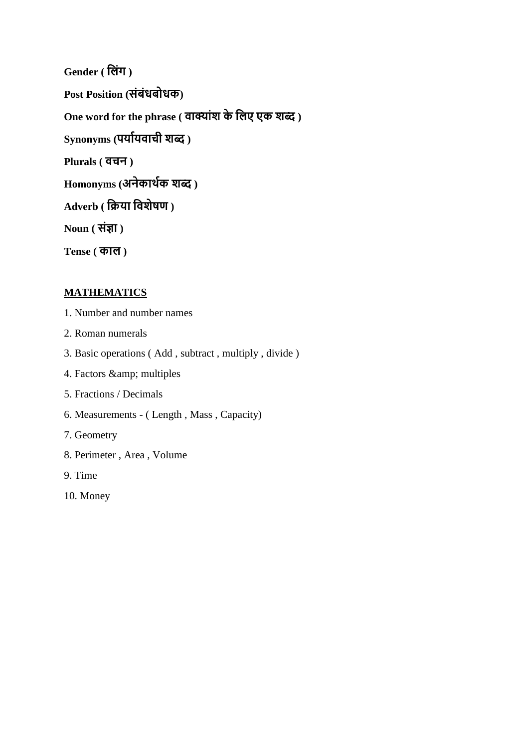**Gender ( लिंग )**

**Post Position (संबंधबोधक)**

**One word for the phrase ( वाक्यांश के लिए एक शब्द )**

**Synonyms (पर्यायवाची शब्द )**

**Plurals ( वचन )**

**Homonyms (अनेकार्थक शब्द )**

**Adverb ( क्रिया विशेषण )**

**Noun ( संज्ञा )**

**Tense ( काल )**

## MATHEMATICS

1. Number and number names
2. Roman numerals
3. Basic operations ( Add , subtract , multiply , divide )
4. Factors &amp; multiples
5. Fractions / Decimals
6. Measurements - ( Length , Mass , Capacity)
7. Geometry
8. Perimeter , Area , Volume
9. Time
10. Money